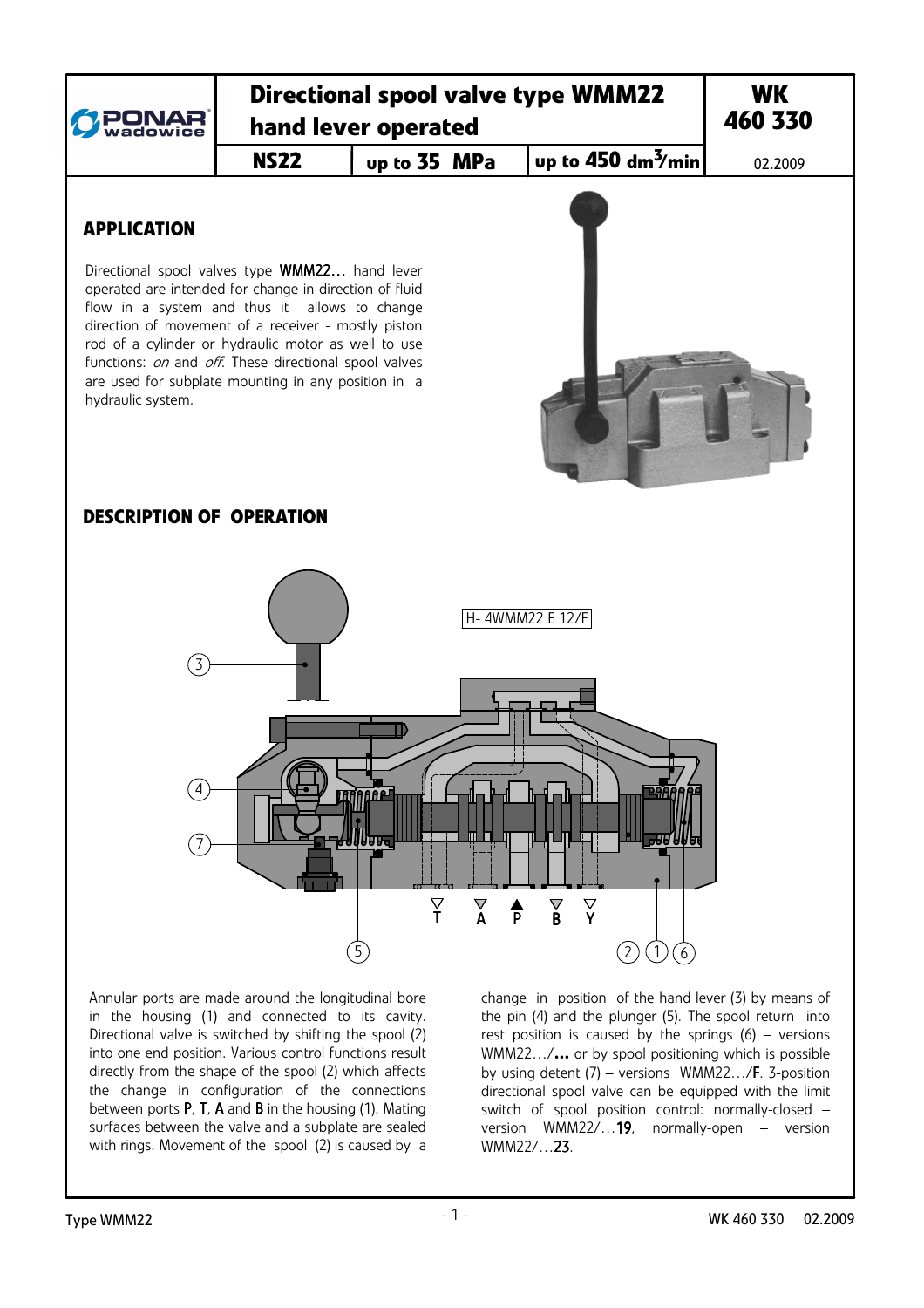# Directional spool valve type WMM22 hand lever operated

**WK 460 330**

| NS22 | up to 35 MPa | up to 450 dm$^3$/min | 02.2009 |
|---|---|---|---|

## APPLICATION

Directional spool valves type **WMM22…** hand lever operated are intended for change in direction of fluid flow in a system and thus it allows to change direction of movement of a receiver - mostly piston rod of a cylinder or hydraulic motor as well to use functions: *on* and *off*. These directional spool valves are used for subplate mounting in any position in a hydraulic system.

## DESCRIPTION OF OPERATION

H- 4WMM22 E 12/F

Annular ports are made around the longitudinal bore in the housing (1) and connected to its cavity. Directional valve is switched by shifting the spool (2) into one end position. Various control functions result directly from the shape of the spool (2) which affects the change in configuration of the connections between ports **P**, **T**, **A** and **B** in the housing (1). Mating surfaces between the valve and a subplate are sealed with rings. Movement of the spool (2) is caused by a change in position of the hand lever (3) by means of the pin (4) and the plunger (5). The spool return into rest position is caused by the springs (6) – versions WMM22…/**…** or by spool positioning which is possible by using detent (7) – versions WMM22…/**F**. 3-position directional spool valve can be equipped with the limit switch of spool position control: normally-closed – version WMM22/…**19**, normally-open – version WMM22/…**23**.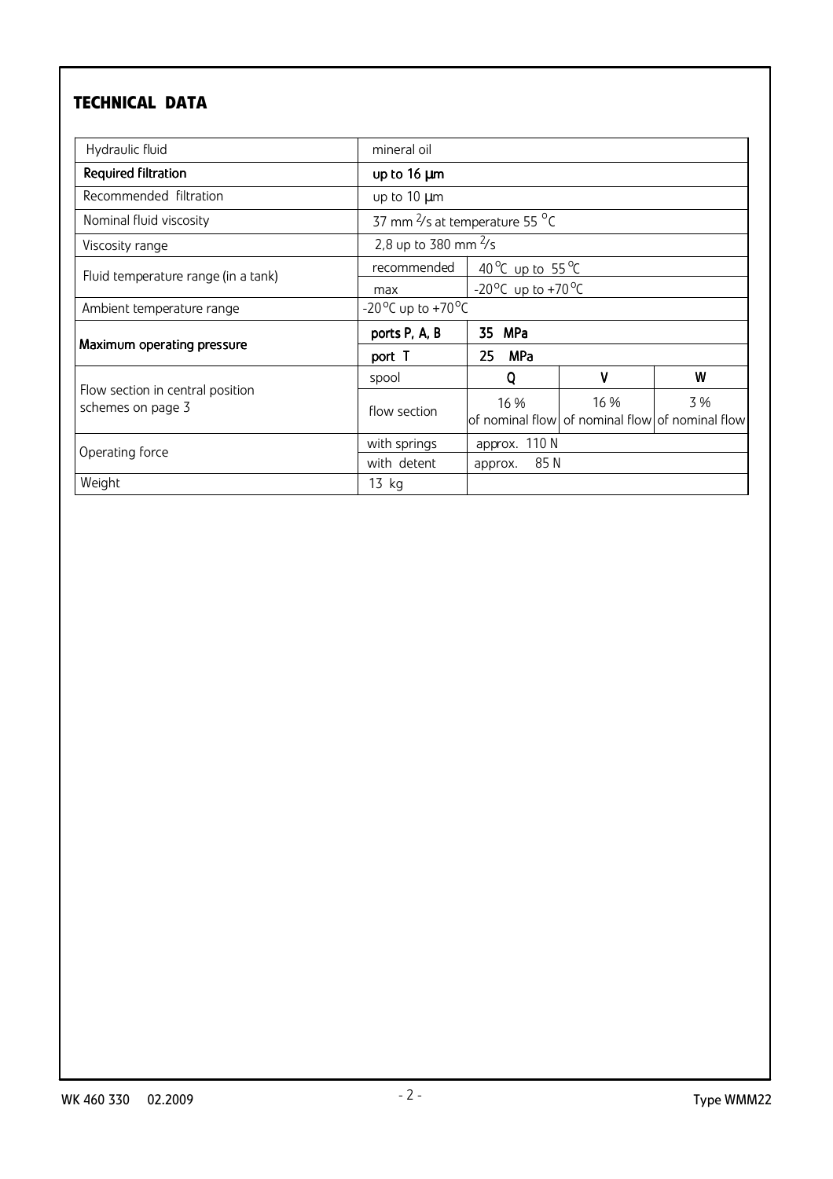## TECHNICAL DATA

| | | | | |
|---|---|---|---|---|
| Hydraulic fluid | mineral oil | | | |
| **Required filtration** | **up to 16 µm** | | | |
| Recommended filtration | up to 10 µm | | | |
| Nominal fluid viscosity | 37 mm $^2$/s at temperature 55 °C | | | |
| Viscosity range | 2,8 up to 380 mm $^2$/s | | | |
| Fluid temperature range (in a tank) | recommended | 40 °C up to 55 °C | | |
| | max | -20 °C up to +70 °C | | |
| Ambient temperature range | -20 °C up to +70 °C | | | |
| **Maximum operating pressure** | **ports P, A, B** | **35 MPa** | | |
| | **port T** | **25 MPa** | | |
| Flow section in central position schemes on page 3 | spool | **Q** | **V** | **W** |
| | flow section | 16 % of nominal flow | 16 % of nominal flow | 3 % of nominal flow |
| Operating force | with springs | approx. 110 N | | |
| | with detent | approx. 85 N | | |
| Weight | 13 kg | | | |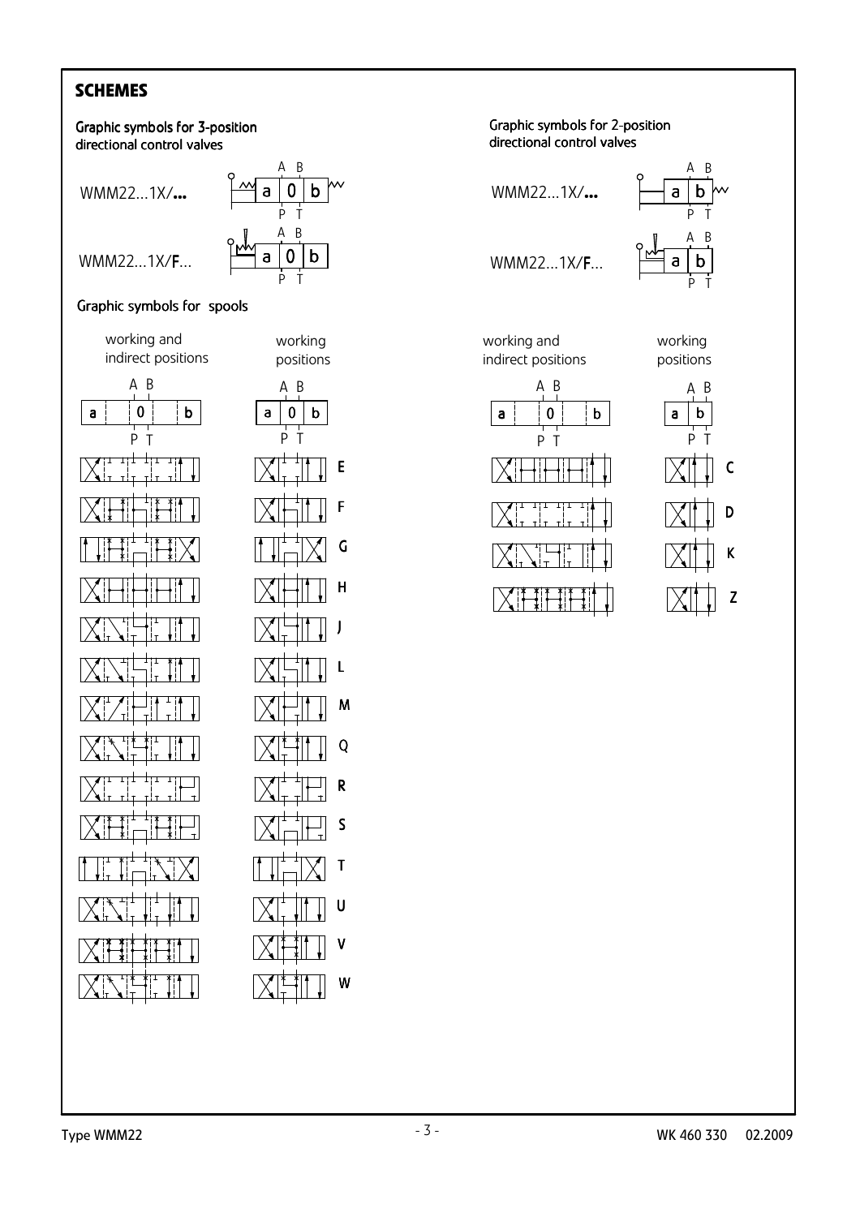## SCHEMES

### Graphic symbols for 3-position directional control valves

WMM22...1X/**...**

WMM22...1X/**F**...

### Graphic symbols for 2-position directional control valves

WMM22...1X/**...**

WMM22...1X/**F**...

### Graphic symbols for spools

3-position spools (working and indirect positions; working positions): E, F, G, H, J, L, M, Q, R, S, T, U, V, W

2-position spools (working and indirect positions; working positions): C, D, K, Z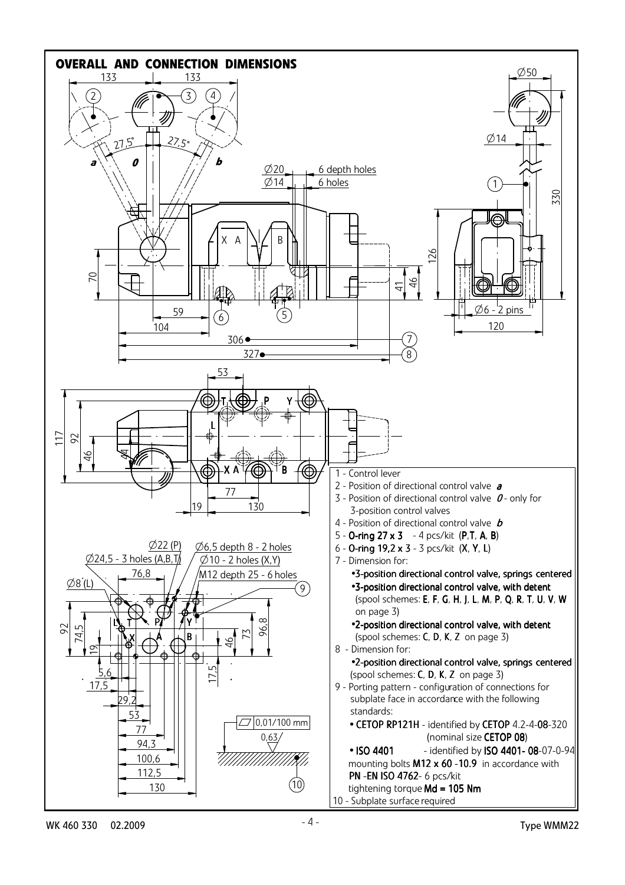## OVERALL AND CONNECTION DIMENSIONS

1 - Control lever
2 - Position of directional control valve ***a***
3 - Position of directional control valve ***0*** - only for 3-position control valves
4 - Position of directional control valve ***b***
5 - **O-ring 27 x 3** - 4 pcs/kit (**P**,**T**, **A**, **B**)
6 - **O-ring 19,2 x 3** - 3 pcs/kit (**X**, **Y**, **L**)
7 - Dimension for:
   - **3-position directional control valve, springs centered**
   - **3-position directional control valve, with detent** (spool schemes: **E**, **F**, **G**, **H**, **J**, **L**, **M**, **P**, **Q**, **R**, **T**, **U**, **V**, **W** on page 3)
   - **2-position directional control valve, with detent** (spool schemes: **C**, **D**, **K**, **Z** on page 3)
8 - Dimension for:
   - **2-position directional control valve, springs centered** (spool schemes: **C**, **D**, **K**, **Z** on page 3)
9 - Porting pattern - configuration of connections for subplate face in accordance with the following standards:
   - **CETOP RP121H** - identified by **CETOP** 4.2-4-**08**-320 (nominal size **CETOP 08**)
   - **ISO 4401** - identified by **ISO 4401- 08**-07-0-94

   mounting bolts **M12 x 60 -10.9** in accordance with **PN -EN ISO 4762**- 6 pcs/kit
   tightening torque **Md = 105 Nm**
10 - Subplate surface required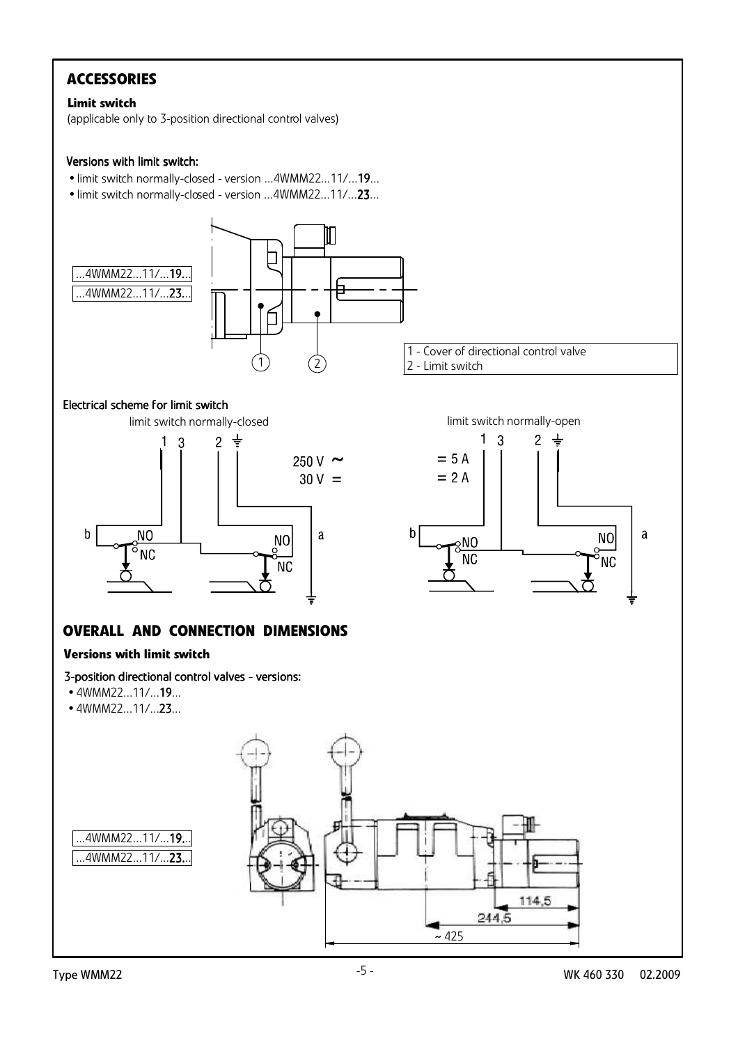## ACCESSORIES

### Limit switch

(applicable only to 3-position directional control valves)

#### Versions with limit switch:

- limit switch normally-closed - version ...4WMM22...11/...**19**...
- limit switch normally-closed - version ...4WMM22...11/...**23**...

...4WMM22...11/...**19**...
...4WMM22...11/...**23**...

1 - Cover of directional control valve
2 - Limit switch

#### Electrical scheme for limit switch

limit switch normally-closed

limit switch normally-open

250 V ~ = 5 A
30 V = = 2 A

## OVERALL AND CONNECTION DIMENSIONS

### Versions with limit switch

#### 3-position directional control valves - versions:

- 4WMM22...11/...**19**...
- 4WMM22...11/...**23**...

...4WMM22...11/...**19**...
...4WMM22...11/...**23**...

114,5
244,5
~ 425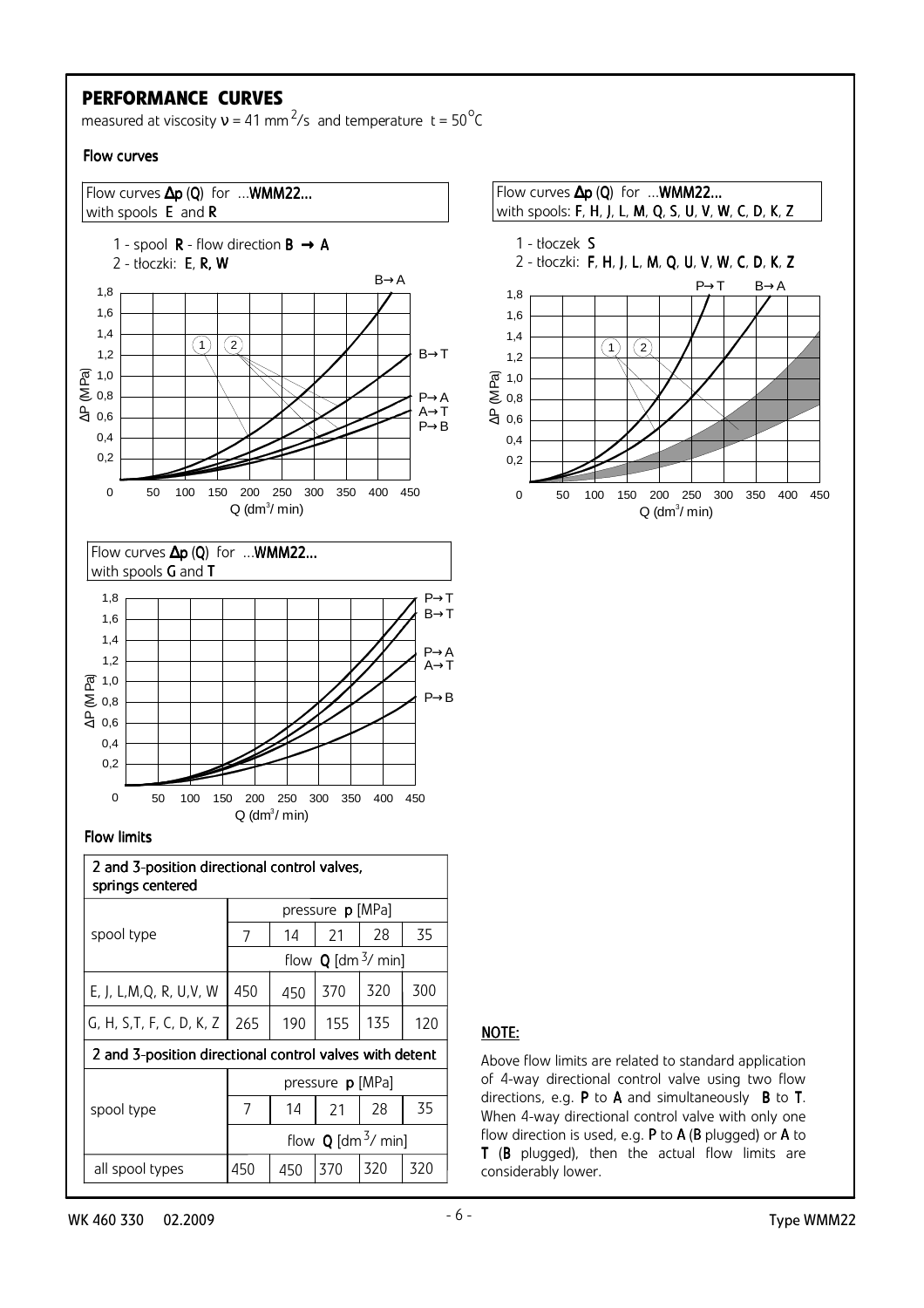## PERFORMANCE CURVES

measured at viscosity $\nu$ = 41 mm$^2$/s and temperature t = 50$^\circ$C

### Flow curves

Flow curves **Δp (Q)** for ...**WMM22...** with spools **E** and **R**

1 - spool **R** - flow direction **B → A**
2 - tłoczki: **E**, **R**, **W**

Flow curves **Δp (Q)** for ...**WMM22...** with spools: **F**, **H**, **J**, **L**, **M**, **Q**, **S**, **U**, **V**, **W**, **C**, **D**, **K**, **Z**

1 - tłoczek **S**
2 - tłoczki: **F**, **H**, **J**, **L**, **M**, **Q**, **U**, **V**, **W**, **C**, **D**, **K**, **Z**

Flow curves **Δp (Q)** for ...**WMM22...** with spools **G** and **T**

### Flow limits

| spool type | pressure **p** [MPa] | | | | |
|---|---|---|---|---|---|
| | 7 | 14 | 21 | 28 | 35 |
| | flow **Q** [dm$^3$/ min] | | | | |
| **2 and 3-position directional control valves, springs centered** | | | | | |
| E, J, L,M,Q, R, U,V, W | 450 | 450 | 370 | 320 | 300 |
| G, H, S,T, F, C, D, K, Z | 265 | 190 | 155 | 135 | 120 |
| **2 and 3-position directional control valves with detent** | | | | | |
| all spool types | 450 | 450 | 370 | 320 | 320 |

**NOTE:**

Above flow limits are related to standard application of 4-way directional control valve using two flow directions, e.g. **P** to **A** and simultaneously **B** to **T**. When 4-way directional control valve with only one flow direction is used, e.g. **P** to **A** (**B** plugged) or **A** to **T** (**B** plugged), then the actual flow limits are considerably lower.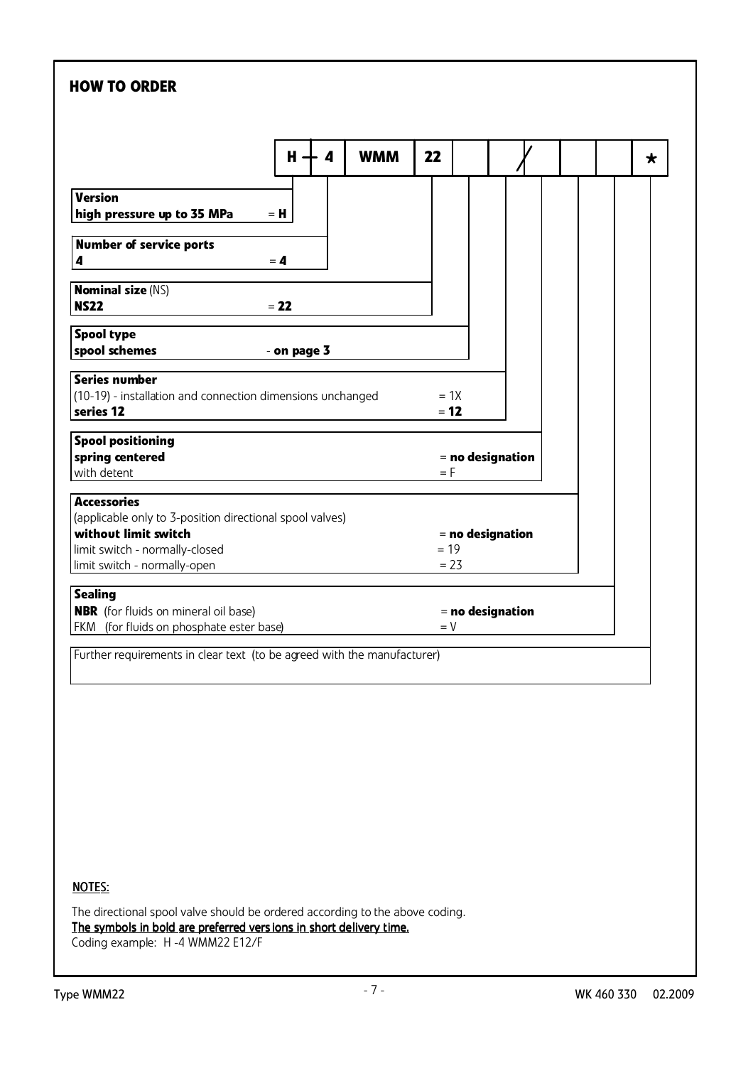## HOW TO ORDER

| H | - | 4 | WMM | 22 | | | / | | | | * |
|---|---|---|---|---|---|---|---|---|---|---|---|

**Version**
**high pressure up to 35 MPa** = **H**

**Number of service ports**
**4** = **4**

**Nominal size** (NS)
**NS22** = **22**

**Spool type**
**spool schemes** - **on page 3**

**Series number**
(10-19) - installation and connection dimensions unchanged = 1X
**series 12** = **12**

**Spool positioning**
**spring centered** = **no designation**
with detent = F

**Accessories**
(applicable only to 3-position directional spool valves)
**without limit switch** = **no designation**
limit switch - normally-closed = 19
limit switch - normally-open = 23

**Sealing**
**NBR** (for fluids on mineral oil base) = **no designation**
FKM (for fluids on phosphate ester base) = V

Further requirements in clear text (to be agreed with the manufacturer)

NOTES:

The directional spool valve should be ordered according to the above coding.
**The symbols in bold are preferred versions in short delivery time.**
Coding example: H -4 WMM22 E12/F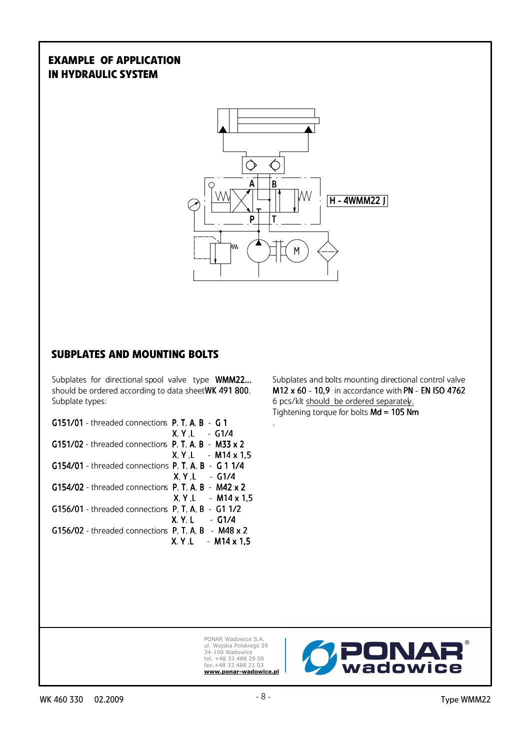## EXAMPLE OF APPLICATION IN HYDRAULIC SYSTEM

A B

P T

M

H - 4WMM22 J

## SUBPLATES AND MOUNTING BOLTS

Subplates for directional spool valve type **WMM22...** should be ordered according to data sheet **WK 491 800**. Subplate types:

**G151/01** - threaded connections **P, T, A, B** - **G 1**
**X, Y, L** - **G1/4**
**G151/02** - threaded connections **P, T, A, B** - **M33 x 2**
**X, Y, L** - **M14 x 1,5**
**G154/01** - threaded connections **P, T, A, B** - **G 1 1/4**
**X, Y, L** - **G1/4**
**G154/02** - threaded connections **P, T, A, B** - **M42 x 2**
**X, Y, L** - **M14 x 1,5**
**G156/01** - threaded connections **P, T, A, B** - **G1 1/2**
**X, Y, L** - **G1/4**
**G156/02** - threaded connections **P, T, A, B** - **M48 x 2**
**X, Y, L** - **M14 x 1,5**

Subplates and bolts mounting directional control valve **M12 x 60 - 10,9** in accordance with **PN - EN ISO 4762**
6 pcs/klt should be ordered separately.
Tightening torque for bolts **Md = 105 Nm**

PONAR Wadowice S.A.
ul. Wojska Polskiego 29
34-100 Wadowice
tel. +48 33 488 29 00
fax.+48 33 488 21 03
**www.ponar-wadowice.pl**

PONAR wadowice